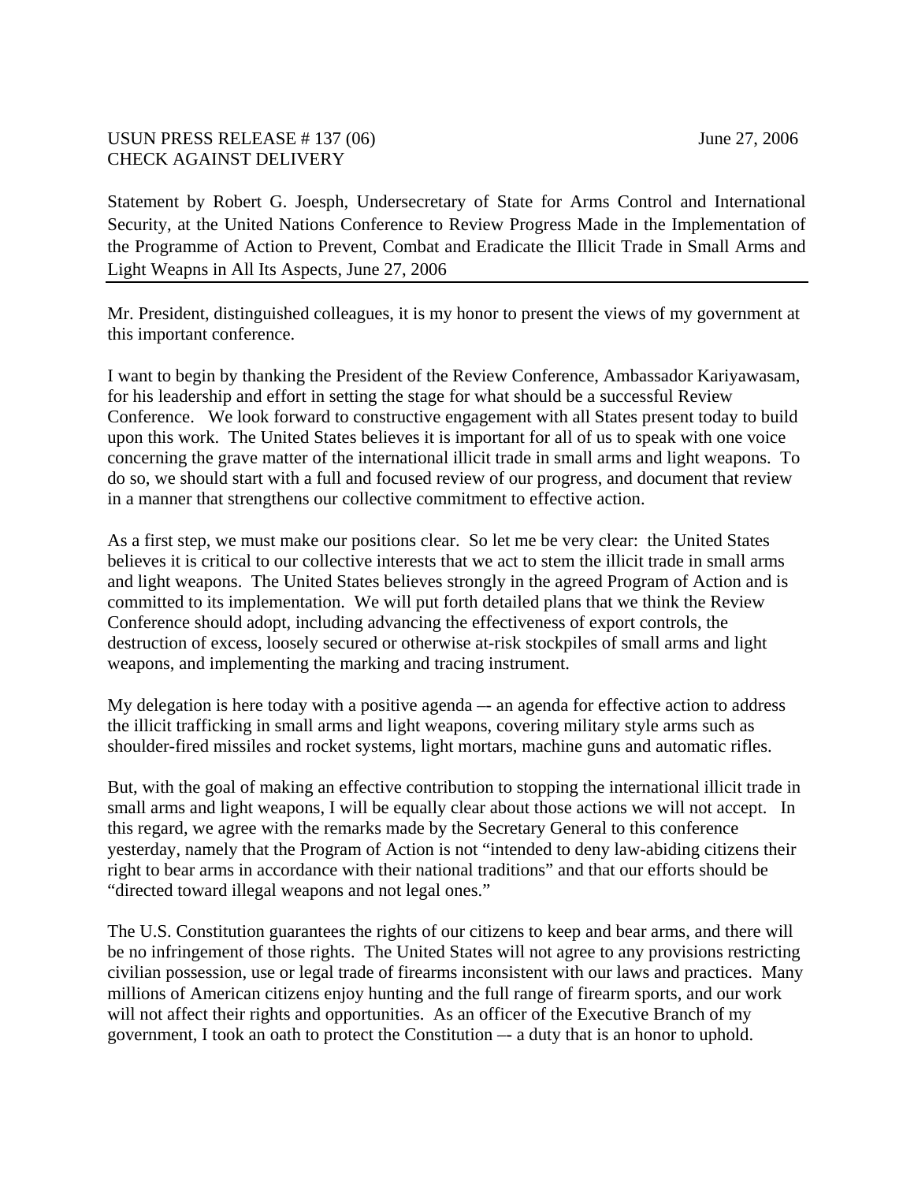USUN PRESS RELEASE # 137 (06) June 27, 2006
CHECK AGAINST DELIVERY

Statement by Robert G. Joesph, Undersecretary of State for Arms Control and International Security, at the United Nations Conference to Review Progress Made in the Implementation of the Programme of Action to Prevent, Combat and Eradicate the Illicit Trade in Small Arms and Light Weapns in All Its Aspects, June 27, 2006

---

Mr. President, distinguished colleagues, it is my honor to present the views of my government at this important conference.

I want to begin by thanking the President of the Review Conference, Ambassador Kariyawasam, for his leadership and effort in setting the stage for what should be a successful Review Conference. We look forward to constructive engagement with all States present today to build upon this work. The United States believes it is important for all of us to speak with one voice concerning the grave matter of the international illicit trade in small arms and light weapons. To do so, we should start with a full and focused review of our progress, and document that review in a manner that strengthens our collective commitment to effective action.

As a first step, we must make our positions clear. So let me be very clear: the United States believes it is critical to our collective interests that we act to stem the illicit trade in small arms and light weapons. The United States believes strongly in the agreed Program of Action and is committed to its implementation. We will put forth detailed plans that we think the Review Conference should adopt, including advancing the effectiveness of export controls, the destruction of excess, loosely secured or otherwise at-risk stockpiles of small arms and light weapons, and implementing the marking and tracing instrument.

My delegation is here today with a positive agenda –- an agenda for effective action to address the illicit trafficking in small arms and light weapons, covering military style arms such as shoulder-fired missiles and rocket systems, light mortars, machine guns and automatic rifles.

But, with the goal of making an effective contribution to stopping the international illicit trade in small arms and light weapons, I will be equally clear about those actions we will not accept. In this regard, we agree with the remarks made by the Secretary General to this conference yesterday, namely that the Program of Action is not "intended to deny law-abiding citizens their right to bear arms in accordance with their national traditions" and that our efforts should be "directed toward illegal weapons and not legal ones."

The U.S. Constitution guarantees the rights of our citizens to keep and bear arms, and there will be no infringement of those rights. The United States will not agree to any provisions restricting civilian possession, use or legal trade of firearms inconsistent with our laws and practices. Many millions of American citizens enjoy hunting and the full range of firearm sports, and our work will not affect their rights and opportunities. As an officer of the Executive Branch of my government, I took an oath to protect the Constitution –- a duty that is an honor to uphold.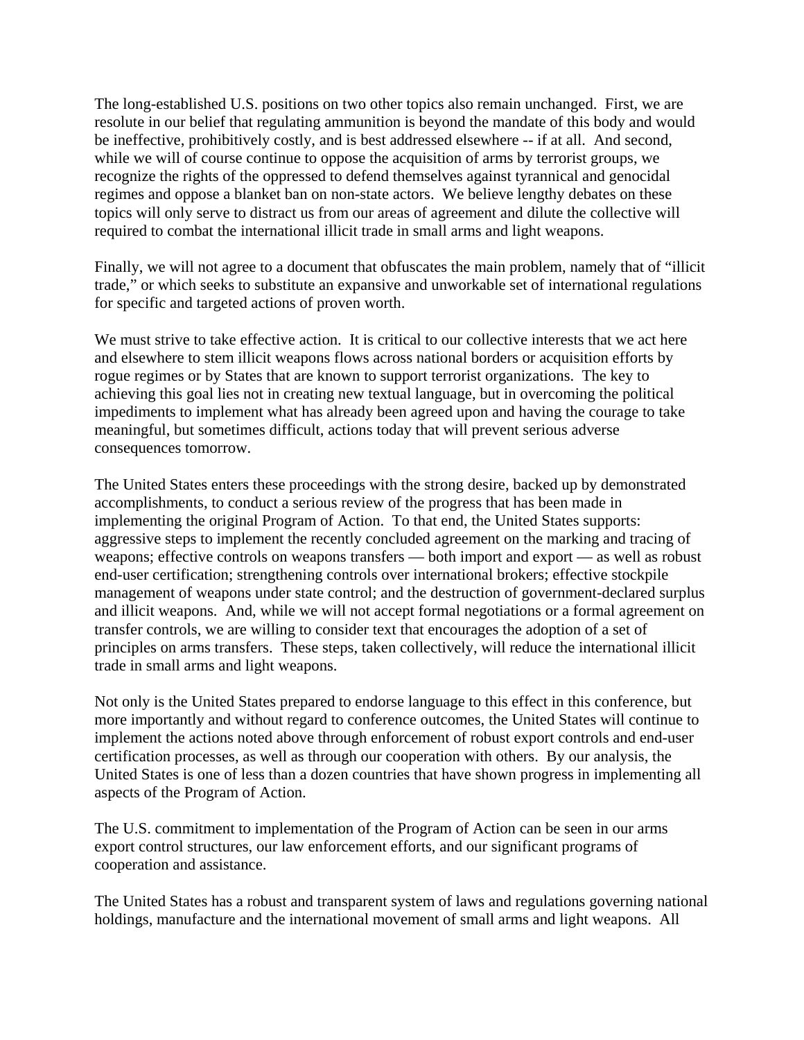The long-established U.S. positions on two other topics also remain unchanged. First, we are resolute in our belief that regulating ammunition is beyond the mandate of this body and would be ineffective, prohibitively costly, and is best addressed elsewhere -- if at all. And second, while we will of course continue to oppose the acquisition of arms by terrorist groups, we recognize the rights of the oppressed to defend themselves against tyrannical and genocidal regimes and oppose a blanket ban on non-state actors. We believe lengthy debates on these topics will only serve to distract us from our areas of agreement and dilute the collective will required to combat the international illicit trade in small arms and light weapons.

Finally, we will not agree to a document that obfuscates the main problem, namely that of "illicit trade," or which seeks to substitute an expansive and unworkable set of international regulations for specific and targeted actions of proven worth.

We must strive to take effective action. It is critical to our collective interests that we act here and elsewhere to stem illicit weapons flows across national borders or acquisition efforts by rogue regimes or by States that are known to support terrorist organizations. The key to achieving this goal lies not in creating new textual language, but in overcoming the political impediments to implement what has already been agreed upon and having the courage to take meaningful, but sometimes difficult, actions today that will prevent serious adverse consequences tomorrow.

The United States enters these proceedings with the strong desire, backed up by demonstrated accomplishments, to conduct a serious review of the progress that has been made in implementing the original Program of Action. To that end, the United States supports: aggressive steps to implement the recently concluded agreement on the marking and tracing of weapons; effective controls on weapons transfers — both import and export — as well as robust end-user certification; strengthening controls over international brokers; effective stockpile management of weapons under state control; and the destruction of government-declared surplus and illicit weapons. And, while we will not accept formal negotiations or a formal agreement on transfer controls, we are willing to consider text that encourages the adoption of a set of principles on arms transfers. These steps, taken collectively, will reduce the international illicit trade in small arms and light weapons.

Not only is the United States prepared to endorse language to this effect in this conference, but more importantly and without regard to conference outcomes, the United States will continue to implement the actions noted above through enforcement of robust export controls and end-user certification processes, as well as through our cooperation with others. By our analysis, the United States is one of less than a dozen countries that have shown progress in implementing all aspects of the Program of Action.

The U.S. commitment to implementation of the Program of Action can be seen in our arms export control structures, our law enforcement efforts, and our significant programs of cooperation and assistance.

The United States has a robust and transparent system of laws and regulations governing national holdings, manufacture and the international movement of small arms and light weapons. All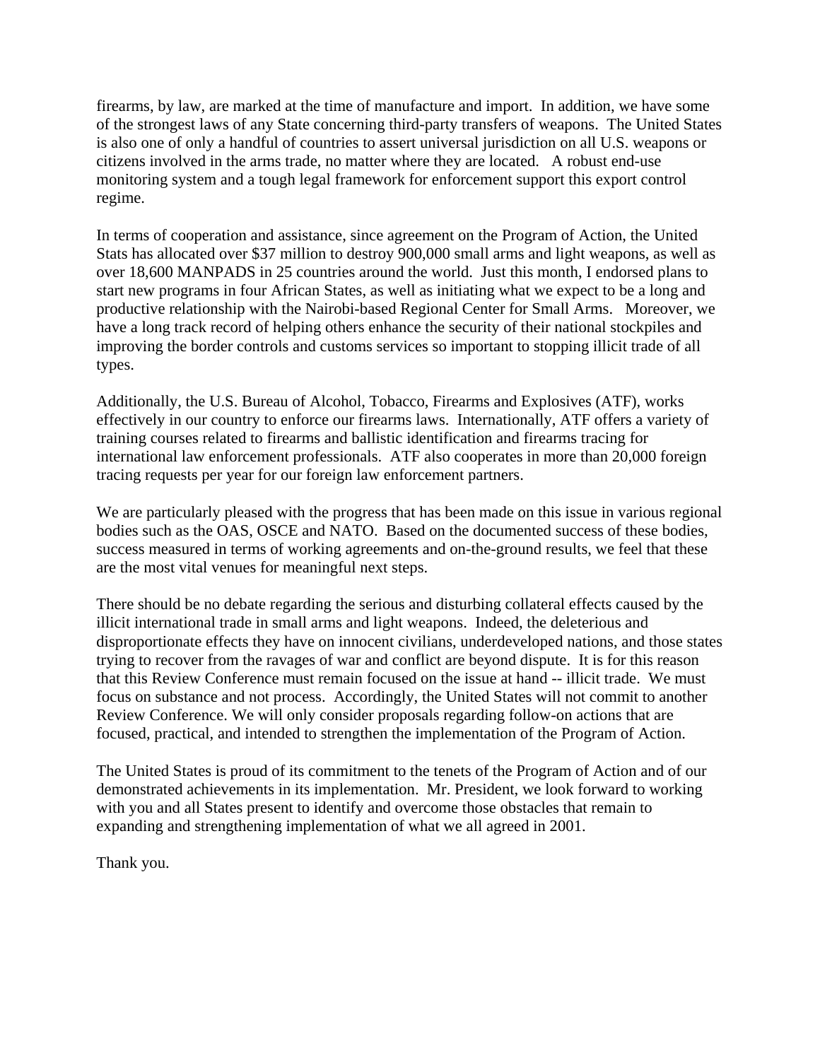firearms, by law, are marked at the time of manufacture and import. In addition, we have some of the strongest laws of any State concerning third-party transfers of weapons. The United States is also one of only a handful of countries to assert universal jurisdiction on all U.S. weapons or citizens involved in the arms trade, no matter where they are located. A robust end-use monitoring system and a tough legal framework for enforcement support this export control regime.

In terms of cooperation and assistance, since agreement on the Program of Action, the United Stats has allocated over $37 million to destroy 900,000 small arms and light weapons, as well as over 18,600 MANPADS in 25 countries around the world. Just this month, I endorsed plans to start new programs in four African States, as well as initiating what we expect to be a long and productive relationship with the Nairobi-based Regional Center for Small Arms. Moreover, we have a long track record of helping others enhance the security of their national stockpiles and improving the border controls and customs services so important to stopping illicit trade of all types.

Additionally, the U.S. Bureau of Alcohol, Tobacco, Firearms and Explosives (ATF), works effectively in our country to enforce our firearms laws. Internationally, ATF offers a variety of training courses related to firearms and ballistic identification and firearms tracing for international law enforcement professionals. ATF also cooperates in more than 20,000 foreign tracing requests per year for our foreign law enforcement partners.

We are particularly pleased with the progress that has been made on this issue in various regional bodies such as the OAS, OSCE and NATO. Based on the documented success of these bodies, success measured in terms of working agreements and on-the-ground results, we feel that these are the most vital venues for meaningful next steps.

There should be no debate regarding the serious and disturbing collateral effects caused by the illicit international trade in small arms and light weapons. Indeed, the deleterious and disproportionate effects they have on innocent civilians, underdeveloped nations, and those states trying to recover from the ravages of war and conflict are beyond dispute. It is for this reason that this Review Conference must remain focused on the issue at hand -- illicit trade. We must focus on substance and not process. Accordingly, the United States will not commit to another Review Conference. We will only consider proposals regarding follow-on actions that are focused, practical, and intended to strengthen the implementation of the Program of Action.

The United States is proud of its commitment to the tenets of the Program of Action and of our demonstrated achievements in its implementation. Mr. President, we look forward to working with you and all States present to identify and overcome those obstacles that remain to expanding and strengthening implementation of what we all agreed in 2001.

Thank you.